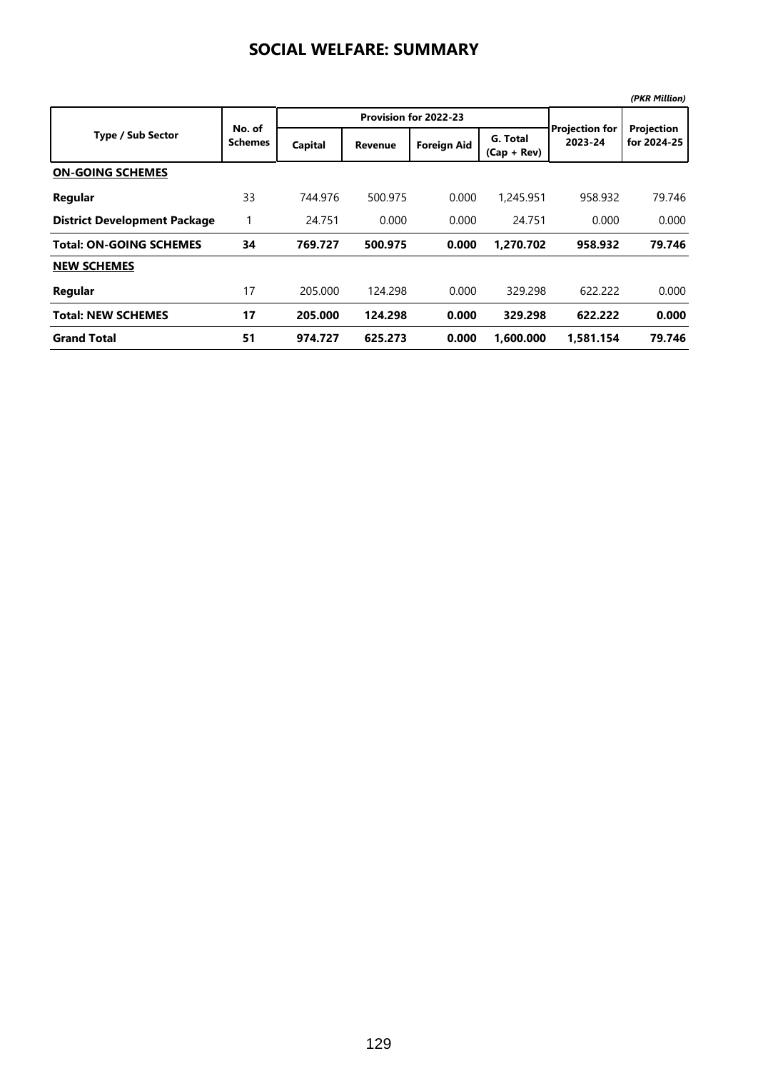# SOCIAL WELFARE: SUMMARY

*(PKR Million)*

| Type / Sub Sector | No. of Schemes | Provision for 2022-23 | | | | Projection for 2023-24 | Projection for 2024-25 |
|---|---|---|---|---|---|---|---|
| | | Capital | Revenue | Foreign Aid | G. Total (Cap + Rev) | | |
| **ON-GOING SCHEMES** | | | | | | | |
| **Regular** | 33 | 744.976 | 500.975 | 0.000 | 1,245.951 | 958.932 | 79.746 |
| **District Development Package** | 1 | 24.751 | 0.000 | 0.000 | 24.751 | 0.000 | 0.000 |
| **Total: ON-GOING SCHEMES** | **34** | **769.727** | **500.975** | **0.000** | **1,270.702** | **958.932** | **79.746** |
| **NEW SCHEMES** | | | | | | | |
| **Regular** | 17 | 205.000 | 124.298 | 0.000 | 329.298 | 622.222 | 0.000 |
| **Total: NEW SCHEMES** | **17** | **205.000** | **124.298** | **0.000** | **329.298** | **622.222** | **0.000** |
| **Grand Total** | **51** | **974.727** | **625.273** | **0.000** | **1,600.000** | **1,581.154** | **79.746** |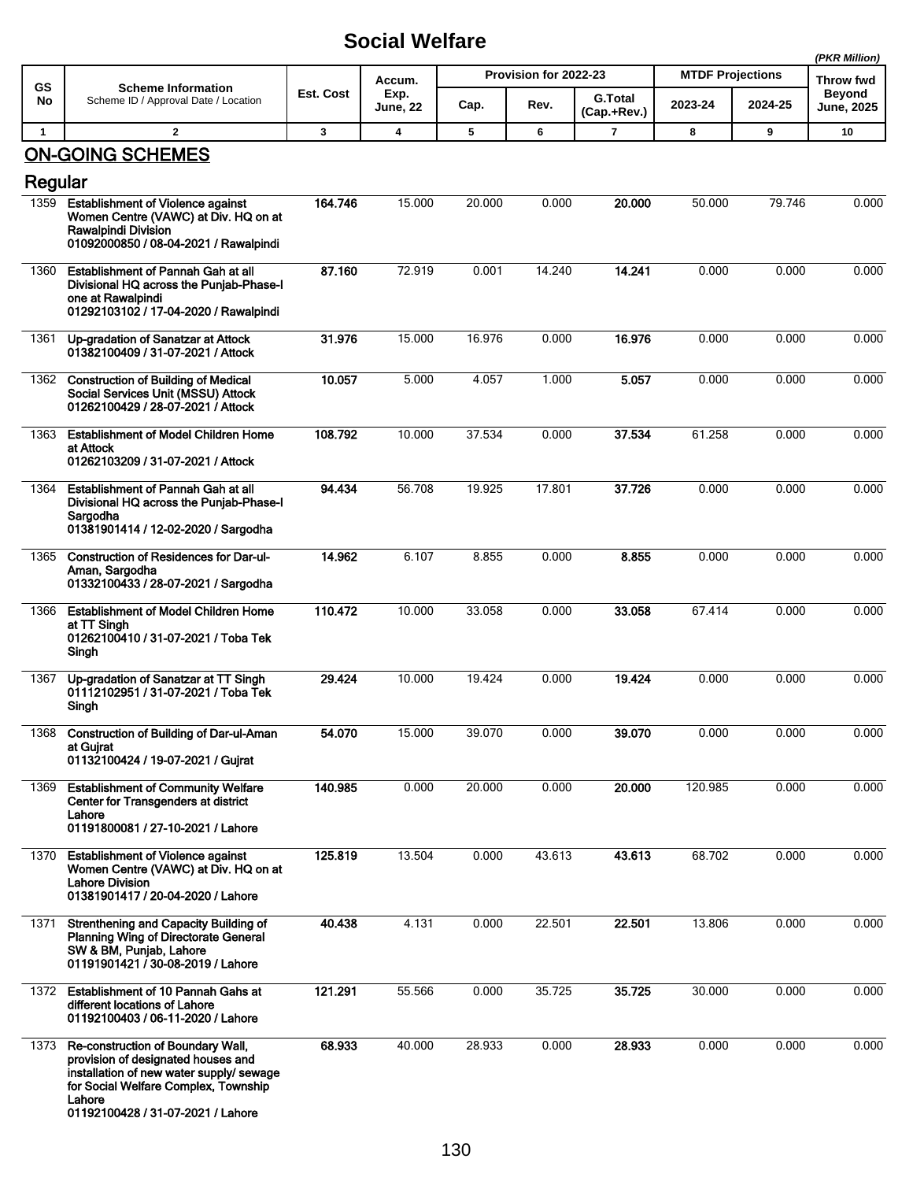# Social Welfare

*(PKR Million)*

| GS No | Scheme Information<br>Scheme ID / Approval Date / Location | Est. Cost | Accum. Exp. June, 22 | Provision for 2022-23 | | | MTDF Projections | | Throw fwd Beyond June, 2025 |
|---|---|---|---|---|---|---|---|---|---|
| | | | | Cap. | Rev. | G.Total (Cap.+Rev.) | 2023-24 | 2024-25 | |
| 1 | 2 | 3 | 4 | 5 | 6 | 7 | 8 | 9 | 10 |

## ON-GOING SCHEMES

### Regular

| GS No | Scheme Information | Est. Cost | Accum. Exp. June, 22 | Cap. | Rev. | G.Total (Cap.+Rev.) | 2023-24 | 2024-25 | Throw fwd Beyond June, 2025 |
|---|---|---|---|---|---|---|---|---|---|
| 1359 | **Establishment of Violence against Women Centre (VAWC) at Div. HQ on at Rawalpindi Division**<br>**01092000850 / 08-04-2021 / Rawalpindi** | **164.746** | 15.000 | 20.000 | 0.000 | **20.000** | 50.000 | 79.746 | 0.000 |
| 1360 | **Establishment of Pannah Gah at all Divisional HQ across the Punjab-Phase-I one at Rawalpindi**<br>**01292103102 / 17-04-2020 / Rawalpindi** | **87.160** | 72.919 | 0.001 | 14.240 | **14.241** | 0.000 | 0.000 | 0.000 |
| 1361 | **Up-gradation of Sanatzar at Attock**<br>**01382100409 / 31-07-2021 / Attock** | **31.976** | 15.000 | 16.976 | 0.000 | **16.976** | 0.000 | 0.000 | 0.000 |
| 1362 | **Construction of Building of Medical Social Services Unit (MSSU) Attock**<br>**01262100429 / 28-07-2021 / Attock** | **10.057** | 5.000 | 4.057 | 1.000 | **5.057** | 0.000 | 0.000 | 0.000 |
| 1363 | **Establishment of Model Children Home at Attock**<br>**01262103209 / 31-07-2021 / Attock** | **108.792** | 10.000 | 37.534 | 0.000 | **37.534** | 61.258 | 0.000 | 0.000 |
| 1364 | **Establishment of Pannah Gah at all Divisional HQ across the Punjab-Phase-I Sargodha**<br>**01381901414 / 12-02-2020 / Sargodha** | **94.434** | 56.708 | 19.925 | 17.801 | **37.726** | 0.000 | 0.000 | 0.000 |
| 1365 | **Construction of Residences for Dar-ul-Aman, Sargodha**<br>**01332100433 / 28-07-2021 / Sargodha** | **14.962** | 6.107 | 8.855 | 0.000 | **8.855** | 0.000 | 0.000 | 0.000 |
| 1366 | **Establishment of Model Children Home at TT Singh**<br>**01262100410 / 31-07-2021 / Toba Tek Singh** | **110.472** | 10.000 | 33.058 | 0.000 | **33.058** | 67.414 | 0.000 | 0.000 |
| 1367 | **Up-gradation of Sanatzar at TT Singh**<br>**01112102951 / 31-07-2021 / Toba Tek Singh** | **29.424** | 10.000 | 19.424 | 0.000 | **19.424** | 0.000 | 0.000 | 0.000 |
| 1368 | **Construction of Building of Dar-ul-Aman at Gujrat**<br>**01132100424 / 19-07-2021 / Gujrat** | **54.070** | 15.000 | 39.070 | 0.000 | **39.070** | 0.000 | 0.000 | 0.000 |
| 1369 | **Establishment of Community Welfare Center for Transgenders at district Lahore**<br>**01191800081 / 27-10-2021 / Lahore** | **140.985** | 0.000 | 20.000 | 0.000 | **20.000** | 120.985 | 0.000 | 0.000 |
| 1370 | **Establishment of Violence against Women Centre (VAWC) at Div. HQ on at Lahore Division**<br>**01381901417 / 20-04-2020 / Lahore** | **125.819** | 13.504 | 0.000 | 43.613 | **43.613** | 68.702 | 0.000 | 0.000 |
| 1371 | **Strenthening and Capacity Building of Planning Wing of Directorate General SW & BM, Punjab, Lahore**<br>**01191901421 / 30-08-2019 / Lahore** | **40.438** | 4.131 | 0.000 | 22.501 | **22.501** | 13.806 | 0.000 | 0.000 |
| 1372 | **Establishment of 10 Pannah Gahs at different locations of Lahore**<br>**01192100403 / 06-11-2020 / Lahore** | **121.291** | 55.566 | 0.000 | 35.725 | **35.725** | 30.000 | 0.000 | 0.000 |
| 1373 | **Re-construction of Boundary Wall, provision of designated houses and installation of new water supply/ sewage for Social Welfare Complex, Township Lahore**<br>**01192100428 / 31-07-2021 / Lahore** | **68.933** | 40.000 | 28.933 | 0.000 | **28.933** | 0.000 | 0.000 | 0.000 |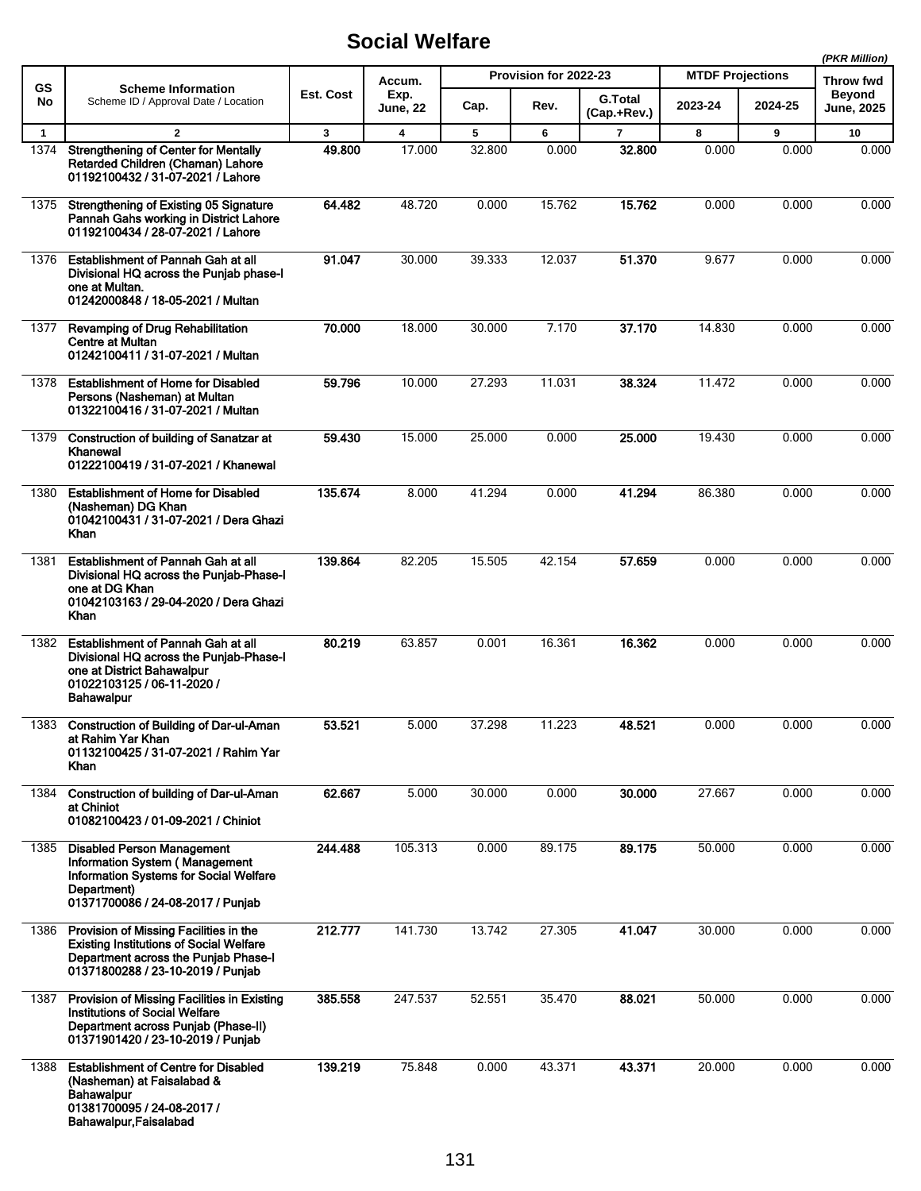# Social Welfare

*(PKR Million)*

| GS No | Scheme Information<br>Scheme ID / Approval Date / Location | Est. Cost | Accum. Exp. June, 22 | Provision for 2022-23 | | | MTDF Projections | | Throw fwd Beyond June, 2025 |
|---|---|---|---|---|---|---|---|---|---|
| | | | | Cap. | Rev. | G.Total (Cap.+Rev.) | 2023-24 | 2024-25 | |
| 1 | 2 | 3 | 4 | 5 | 6 | 7 | 8 | 9 | 10 |
| 1374 | **Strengthening of Center for Mentally Retarded Children (Chaman) Lahore**<br>**01192100432 / 31-07-2021 / Lahore** | **49.800** | 17.000 | 32.800 | 0.000 | **32.800** | 0.000 | 0.000 | 0.000 |
| 1375 | **Strengthening of Existing 05 Signature Pannah Gahs working in District Lahore**<br>**01192100434 / 28-07-2021 / Lahore** | **64.482** | 48.720 | 0.000 | 15.762 | **15.762** | 0.000 | 0.000 | 0.000 |
| 1376 | **Establishment of Pannah Gah at all Divisional HQ across the Punjab phase-I one at Multan.**<br>**01242000848 / 18-05-2021 / Multan** | **91.047** | 30.000 | 39.333 | 12.037 | **51.370** | 9.677 | 0.000 | 0.000 |
| 1377 | **Revamping of Drug Rehabilitation Centre at Multan**<br>**01242100411 / 31-07-2021 / Multan** | **70.000** | 18.000 | 30.000 | 7.170 | **37.170** | 14.830 | 0.000 | 0.000 |
| 1378 | **Establishment of Home for Disabled Persons (Nasheman) at Multan**<br>**01322100416 / 31-07-2021 / Multan** | **59.796** | 10.000 | 27.293 | 11.031 | **38.324** | 11.472 | 0.000 | 0.000 |
| 1379 | **Construction of building of Sanatzar at Khanewal**<br>**01222100419 / 31-07-2021 / Khanewal** | **59.430** | 15.000 | 25.000 | 0.000 | **25.000** | 19.430 | 0.000 | 0.000 |
| 1380 | **Establishment of Home for Disabled (Nasheman) DG Khan**<br>**01042100431 / 31-07-2021 / Dera Ghazi Khan** | **135.674** | 8.000 | 41.294 | 0.000 | **41.294** | 86.380 | 0.000 | 0.000 |
| 1381 | **Establishment of Pannah Gah at all Divisional HQ across the Punjab-Phase-I one at DG Khan**<br>**01042103163 / 29-04-2020 / Dera Ghazi Khan** | **139.864** | 82.205 | 15.505 | 42.154 | **57.659** | 0.000 | 0.000 | 0.000 |
| 1382 | **Establishment of Pannah Gah at all Divisional HQ across the Punjab-Phase-I one at District Bahawalpur**<br>**01022103125 / 06-11-2020 / Bahawalpur** | **80.219** | 63.857 | 0.001 | 16.361 | **16.362** | 0.000 | 0.000 | 0.000 |
| 1383 | **Construction of Building of Dar-ul-Aman at Rahim Yar Khan**<br>**01132100425 / 31-07-2021 / Rahim Yar Khan** | **53.521** | 5.000 | 37.298 | 11.223 | **48.521** | 0.000 | 0.000 | 0.000 |
| 1384 | **Construction of building of Dar-ul-Aman at Chiniot**<br>**01082100423 / 01-09-2021 / Chiniot** | **62.667** | 5.000 | 30.000 | 0.000 | **30.000** | 27.667 | 0.000 | 0.000 |
| 1385 | **Disabled Person Management Information System ( Management Information Systems for Social Welfare Department)**<br>**01371700086 / 24-08-2017 / Punjab** | **244.488** | 105.313 | 0.000 | 89.175 | **89.175** | 50.000 | 0.000 | 0.000 |
| 1386 | **Provision of Missing Facilities in the Existing Institutions of Social Welfare Department across the Punjab Phase-I**<br>**01371800288 / 23-10-2019 / Punjab** | **212.777** | 141.730 | 13.742 | 27.305 | **41.047** | 30.000 | 0.000 | 0.000 |
| 1387 | **Provision of Missing Facilities in Existing Institutions of Social Welfare Department across Punjab (Phase-II)**<br>**01371901420 / 23-10-2019 / Punjab** | **385.558** | 247.537 | 52.551 | 35.470 | **88.021** | 50.000 | 0.000 | 0.000 |
| 1388 | **Establishment of Centre for Disabled (Nasheman) at Faisalabad & Bahawalpur**<br>**01381700095 / 24-08-2017 / Bahawalpur,Faisalabad** | **139.219** | 75.848 | 0.000 | 43.371 | **43.371** | 20.000 | 0.000 | 0.000 |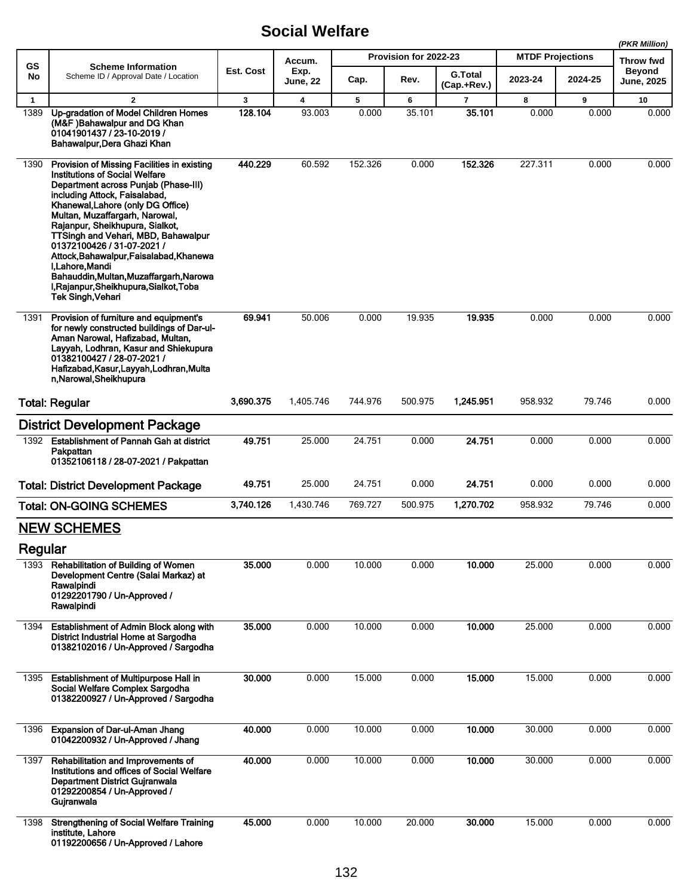# Social Welfare

*(PKR Million)*

| GS No | Scheme Information<br>Scheme ID / Approval Date / Location | Est. Cost | Accum. Exp. June, 22 | Provision for 2022-23 | | | MTDF Projections | | Throw fwd Beyond June, 2025 |
|---|---|---|---|---|---|---|---|---|---|
| | | | | Cap. | Rev. | G.Total (Cap.+Rev.) | 2023-24 | 2024-25 | |
| 1 | 2 | 3 | 4 | 5 | 6 | 7 | 8 | 9 | 10 |
| 1389 | **Up-gradation of Model Children Homes (M&F )Bahawalpur and DG Khan 01041901437 / 23-10-2019 / Bahawalpur,Dera Ghazi Khan** | **128.104** | 93.003 | 0.000 | 35.101 | **35.101** | 0.000 | 0.000 | 0.000 |
| 1390 | **Provision of Missing Facilities in existing Institutions of Social Welfare Department across Punjab (Phase-III) including Attock, Faisalabad, Khanewal,Lahore (only DG Office) Multan, Muzaffargarh, Narowal, Rajanpur, Sheikhupura, Sialkot, TTSingh and Vehari, MBD, Bahawalpur 01372100426 / 31-07-2021 / Attock,Bahawalpur,Faisalabad,Khanewal,Lahore,Mandi Bahauddin,Multan,Muzaffargarh,Narowal,Rajanpur,Sheikhupura,Sialkot,Toba Tek Singh,Vehari** | **440.229** | 60.592 | 152.326 | 0.000 | **152.326** | 227.311 | 0.000 | 0.000 |
| 1391 | **Provision of furniture and equipment's for newly constructed buildings of Dar-ul-Aman Narowal, Hafizabad, Multan, Layyah, Lodhran, Kasur and Shiekupura 01382100427 / 28-07-2021 / Hafizabad,Kasur,Layyah,Lodhran,Multan,Narowal,Sheikhupura** | **69.941** | 50.006 | 0.000 | 19.935 | **19.935** | 0.000 | 0.000 | 0.000 |
| | **Total: Regular** | **3,690.375** | 1,405.746 | 744.976 | 500.975 | **1,245.951** | 958.932 | 79.746 | 0.000 |
| | **District Development Package** | | | | | | | | |
| 1392 | **Establishment of Pannah Gah at district Pakpattan 01352106118 / 28-07-2021 / Pakpattan** | **49.751** | 25.000 | 24.751 | 0.000 | **24.751** | 0.000 | 0.000 | 0.000 |
| | **Total: District Development Package** | **49.751** | 25.000 | 24.751 | 0.000 | **24.751** | 0.000 | 0.000 | 0.000 |
| | **Total: ON-GOING SCHEMES** | **3,740.126** | 1,430.746 | 769.727 | 500.975 | **1,270.702** | 958.932 | 79.746 | 0.000 |
| | **NEW SCHEMES** | | | | | | | | |
| | **Regular** | | | | | | | | |
| 1393 | **Rehabilitation of Building of Women Development Centre (Salai Markaz) at Rawalpindi 01292201790 / Un-Approved / Rawalpindi** | **35.000** | 0.000 | 10.000 | 0.000 | **10.000** | 25.000 | 0.000 | 0.000 |
| 1394 | **Establishment of Admin Block along with District Industrial Home at Sargodha 01382102016 / Un-Approved / Sargodha** | **35.000** | 0.000 | 10.000 | 0.000 | **10.000** | 25.000 | 0.000 | 0.000 |
| 1395 | **Establishment of Multipurpose Hall in Social Welfare Complex Sargodha 01382200927 / Un-Approved / Sargodha** | **30.000** | 0.000 | 15.000 | 0.000 | **15.000** | 15.000 | 0.000 | 0.000 |
| 1396 | **Expansion of Dar-ul-Aman Jhang 01042200932 / Un-Approved / Jhang** | **40.000** | 0.000 | 10.000 | 0.000 | **10.000** | 30.000 | 0.000 | 0.000 |
| 1397 | **Rehabilitation and Improvements of Institutions and offices of Social Welfare Department District Gujranwala 01292200854 / Un-Approved / Gujranwala** | **40.000** | 0.000 | 10.000 | 0.000 | **10.000** | 30.000 | 0.000 | 0.000 |
| 1398 | **Strengthening of Social Welfare Training institute, Lahore 01192200656 / Un-Approved / Lahore** | **45.000** | 0.000 | 10.000 | 20.000 | **30.000** | 15.000 | 0.000 | 0.000 |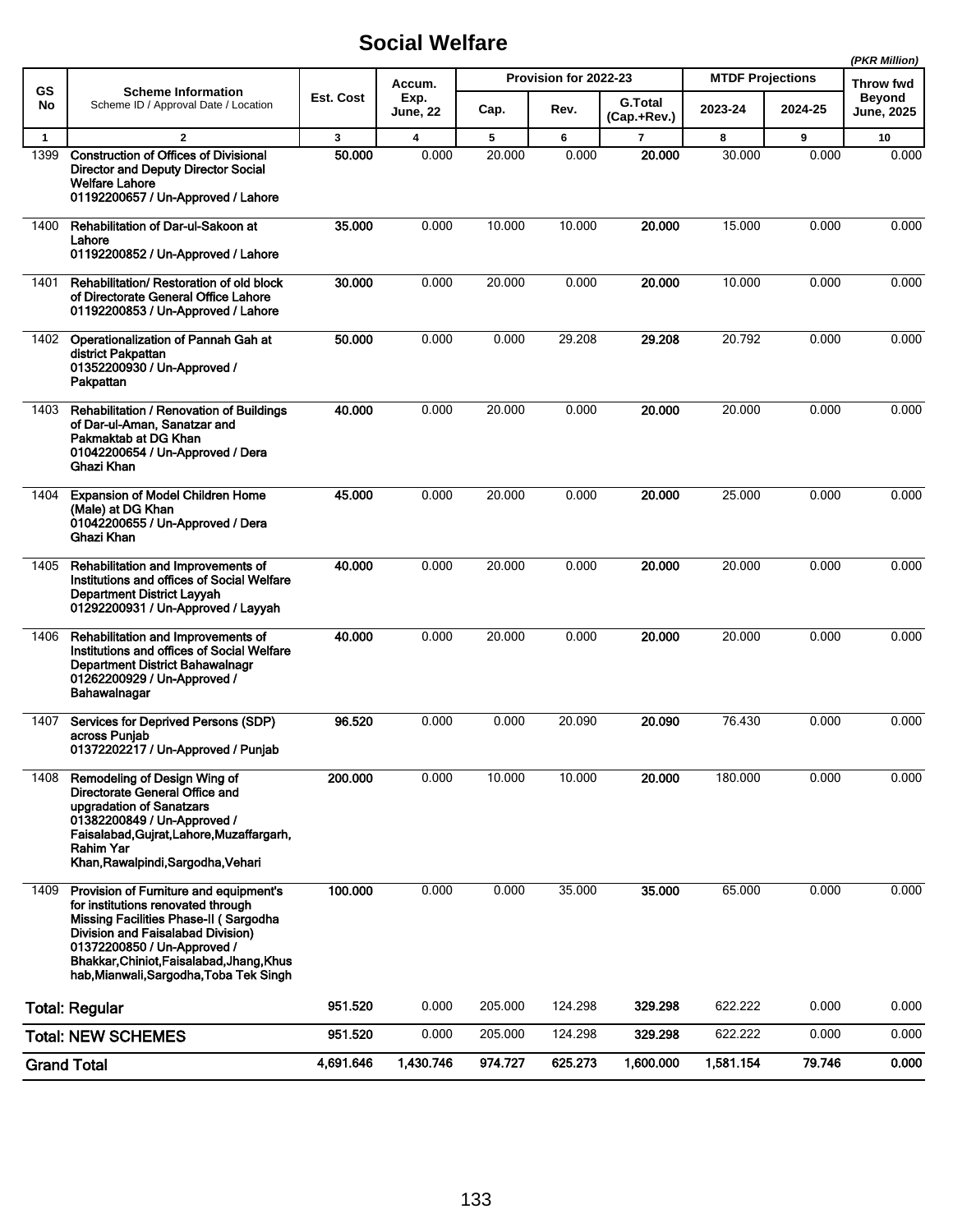# Social Welfare

*(PKR Million)*

| GS No | Scheme Information<br>Scheme ID / Approval Date / Location | Est. Cost | Accum. Exp. June, 22 | Provision for 2022-23 | | | MTDF Projections | | Throw fwd Beyond June, 2025 |
|---|---|---|---|---|---|---|---|---|---|
| | | | | Cap. | Rev. | G.Total (Cap.+Rev.) | 2023-24 | 2024-25 | |
| 1 | 2 | 3 | 4 | 5 | 6 | 7 | 8 | 9 | 10 |
| 1399 | **Construction of Offices of Divisional Director and Deputy Director Social Welfare Lahore**<br>**01192200657 / Un-Approved / Lahore** | **50.000** | 0.000 | 20.000 | 0.000 | **20.000** | 30.000 | 0.000 | 0.000 |
| 1400 | **Rehabilitation of Dar-ul-Sakoon at Lahore**<br>**01192200852 / Un-Approved / Lahore** | **35.000** | 0.000 | 10.000 | 10.000 | **20.000** | 15.000 | 0.000 | 0.000 |
| 1401 | **Rehabilitation/ Restoration of old block of Directorate General Office Lahore**<br>**01192200853 / Un-Approved / Lahore** | **30.000** | 0.000 | 20.000 | 0.000 | **20.000** | 10.000 | 0.000 | 0.000 |
| 1402 | **Operationalization of Pannah Gah at district Pakpattan**<br>**01352200930 / Un-Approved / Pakpattan** | **50.000** | 0.000 | 0.000 | 29.208 | **29.208** | 20.792 | 0.000 | 0.000 |
| 1403 | **Rehabilitation / Renovation of Buildings of Dar-ul-Aman, Sanatzar and Pakmaktab at DG Khan**<br>**01042200654 / Un-Approved / Dera Ghazi Khan** | **40.000** | 0.000 | 20.000 | 0.000 | **20.000** | 20.000 | 0.000 | 0.000 |
| 1404 | **Expansion of Model Children Home (Male) at DG Khan**<br>**01042200655 / Un-Approved / Dera Ghazi Khan** | **45.000** | 0.000 | 20.000 | 0.000 | **20.000** | 25.000 | 0.000 | 0.000 |
| 1405 | **Rehabilitation and Improvements of Institutions and offices of Social Welfare Department District Layyah**<br>**01292200931 / Un-Approved / Layyah** | **40.000** | 0.000 | 20.000 | 0.000 | **20.000** | 20.000 | 0.000 | 0.000 |
| 1406 | **Rehabilitation and Improvements of Institutions and offices of Social Welfare Department District Bahawalnagr**<br>**01262200929 / Un-Approved / Bahawalnagar** | **40.000** | 0.000 | 20.000 | 0.000 | **20.000** | 20.000 | 0.000 | 0.000 |
| 1407 | **Services for Deprived Persons (SDP) across Punjab**<br>**01372202217 / Un-Approved / Punjab** | **96.520** | 0.000 | 0.000 | 20.090 | **20.090** | 76.430 | 0.000 | 0.000 |
| 1408 | **Remodeling of Design Wing of Directorate General Office and upgradation of Sanatzars**<br>**01382200849 / Un-Approved / Faisalabad,Gujrat,Lahore,Muzaffargarh, Rahim Yar Khan,Rawalpindi,Sargodha,Vehari** | **200.000** | 0.000 | 10.000 | 10.000 | **20.000** | 180.000 | 0.000 | 0.000 |
| 1409 | **Provision of Furniture and equipment's for institutions renovated through Missing Facilities Phase-II ( Sargodha Division and Faisalabad Division)**<br>**01372200850 / Un-Approved / Bhakkar,Chiniot,Faisalabad,Jhang,Khushab,Mianwali,Sargodha,Toba Tek Singh** | **100.000** | 0.000 | 0.000 | 35.000 | **35.000** | 65.000 | 0.000 | 0.000 |
| | **Total: Regular** | **951.520** | 0.000 | 205.000 | 124.298 | **329.298** | 622.222 | 0.000 | 0.000 |
| | **Total: NEW SCHEMES** | **951.520** | 0.000 | 205.000 | 124.298 | **329.298** | 622.222 | 0.000 | 0.000 |
| | **Grand Total** | **4,691.646** | **1,430.746** | **974.727** | **625.273** | **1,600.000** | **1,581.154** | **79.746** | **0.000** |